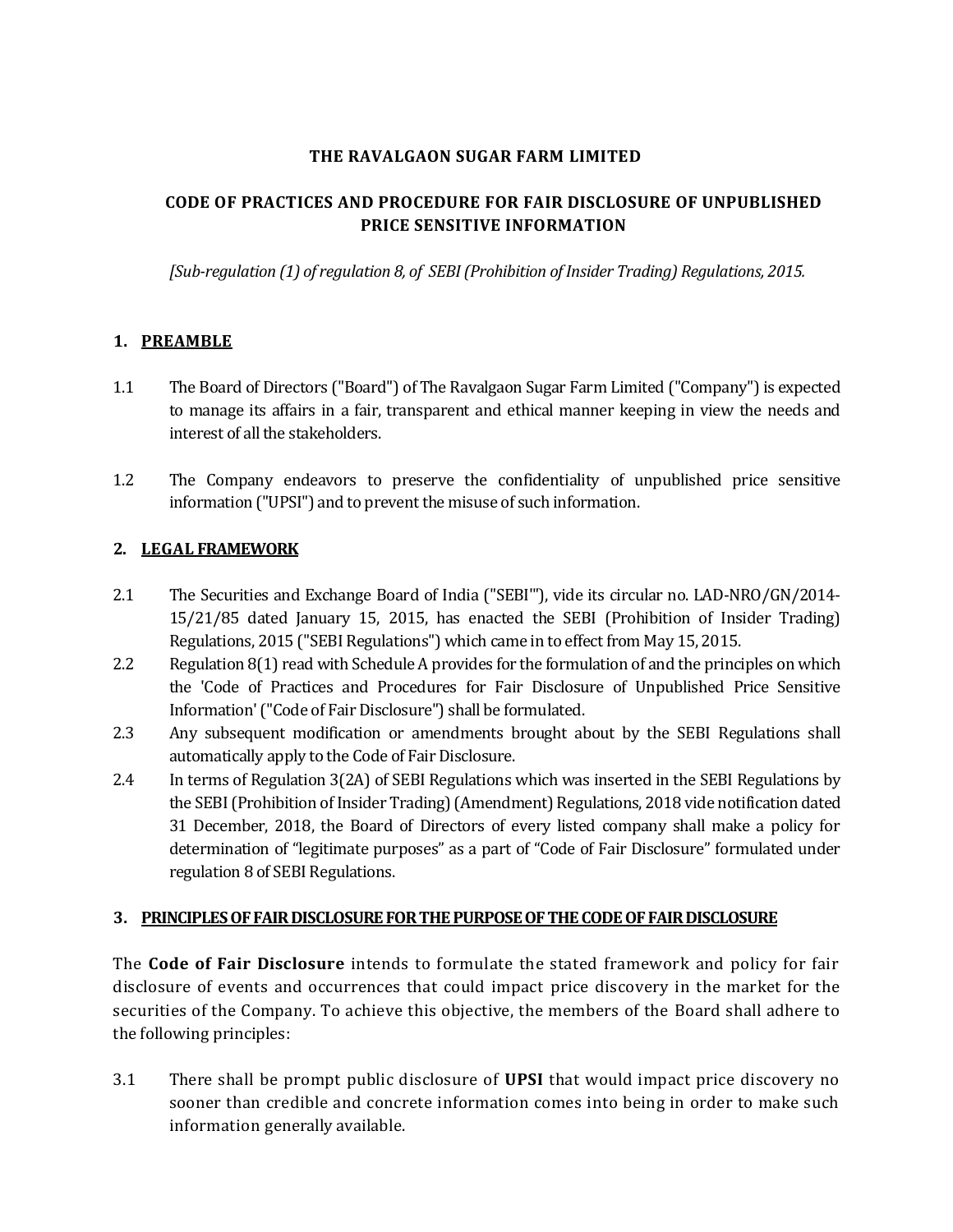**THE RAVALGAON SUGAR FARM LIMITED**

**CODE OF PRACTICES AND PROCEDURE FOR FAIR DISCLOSURE OF UNPUBLISHED PRICE SENSITIVE INFORMATION**

*[Sub-regulation (1) of regulation 8, of SEBI (Prohibition of Insider Trading) Regulations, 2015.*

## 1. PREAMBLE

1.1 The Board of Directors ("Board") of The Ravalgaon Sugar Farm Limited ("Company") is expected to manage its affairs in a fair, transparent and ethical manner keeping in view the needs and interest of all the stakeholders.

1.2 The Company endeavors to preserve the confidentiality of unpublished price sensitive information ("UPSI") and to prevent the misuse of such information.

## 2. LEGAL FRAMEWORK

2.1 The Securities and Exchange Board of India ("SEBI'"), vide its circular no. LAD-NRO/GN/2014-15/21/85 dated January 15, 2015, has enacted the SEBI (Prohibition of Insider Trading) Regulations, 2015 ("SEBI Regulations") which came in to effect from May 15, 2015.

2.2 Regulation 8(1) read with Schedule A provides for the formulation of and the principles on which the 'Code of Practices and Procedures for Fair Disclosure of Unpublished Price Sensitive Information' ("Code of Fair Disclosure") shall be formulated.

2.3 Any subsequent modification or amendments brought about by the SEBI Regulations shall automatically apply to the Code of Fair Disclosure.

2.4 In terms of Regulation 3(2A) of SEBI Regulations which was inserted in the SEBI Regulations by the SEBI (Prohibition of Insider Trading) (Amendment) Regulations, 2018 vide notification dated 31 December, 2018, the Board of Directors of every listed company shall make a policy for determination of "legitimate purposes" as a part of "Code of Fair Disclosure" formulated under regulation 8 of SEBI Regulations.

## 3. PRINCIPLES OF FAIR DISCLOSURE FOR THE PURPOSE OF THE CODE OF FAIR DISCLOSURE

The **Code of Fair Disclosure** intends to formulate the stated framework and policy for fair disclosure of events and occurrences that could impact price discovery in the market for the securities of the Company. To achieve this objective, the members of the Board shall adhere to the following principles:

3.1 There shall be prompt public disclosure of **UPSI** that would impact price discovery no sooner than credible and concrete information comes into being in order to make such information generally available.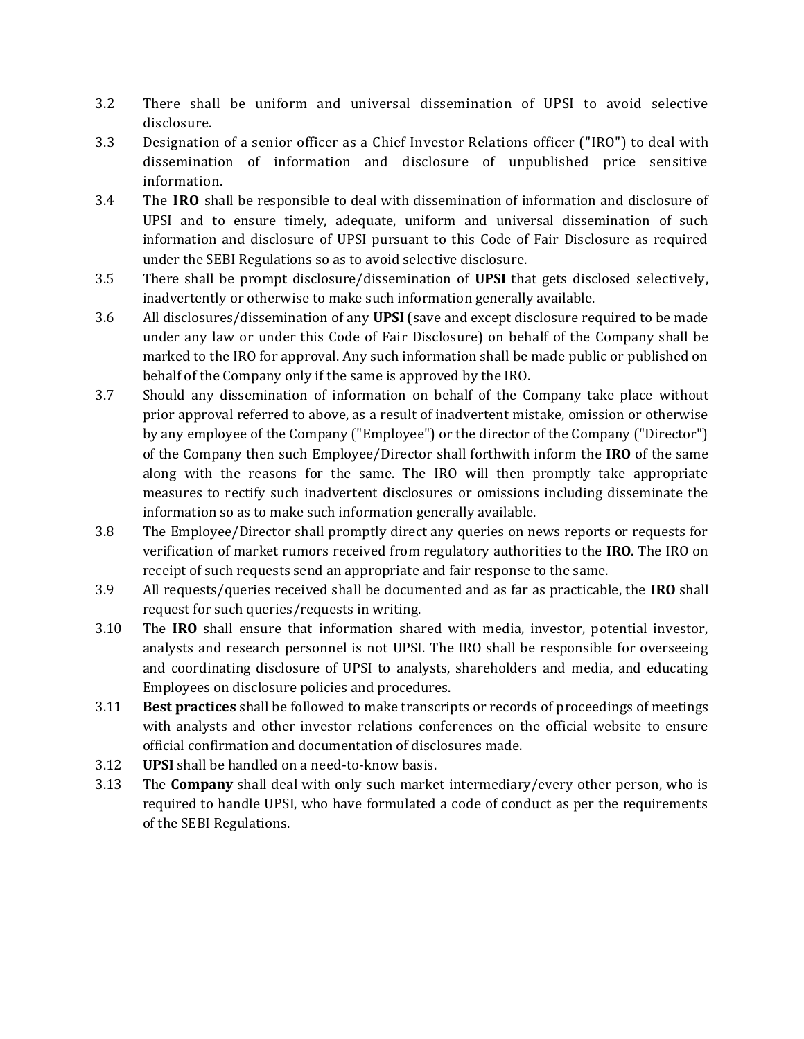3.2 There shall be uniform and universal dissemination of UPSI to avoid selective disclosure.

3.3 Designation of a senior officer as a Chief Investor Relations officer ("IRO") to deal with dissemination of information and disclosure of unpublished price sensitive information.

3.4 The **IRO** shall be responsible to deal with dissemination of information and disclosure of UPSI and to ensure timely, adequate, uniform and universal dissemination of such information and disclosure of UPSI pursuant to this Code of Fair Disclosure as required under the SEBI Regulations so as to avoid selective disclosure.

3.5 There shall be prompt disclosure/dissemination of **UPSI** that gets disclosed selectively, inadvertently or otherwise to make such information generally available.

3.6 All disclosures/dissemination of any **UPSI** (save and except disclosure required to be made under any law or under this Code of Fair Disclosure) on behalf of the Company shall be marked to the IRO for approval. Any such information shall be made public or published on behalf of the Company only if the same is approved by the IRO.

3.7 Should any dissemination of information on behalf of the Company take place without prior approval referred to above, as a result of inadvertent mistake, omission or otherwise by any employee of the Company ("Employee") or the director of the Company ("Director") of the Company then such Employee/Director shall forthwith inform the **IRO** of the same along with the reasons for the same. The IRO will then promptly take appropriate measures to rectify such inadvertent disclosures or omissions including disseminate the information so as to make such information generally available.

3.8 The Employee/Director shall promptly direct any queries on news reports or requests for verification of market rumors received from regulatory authorities to the **IRO**. The IRO on receipt of such requests send an appropriate and fair response to the same.

3.9 All requests/queries received shall be documented and as far as practicable, the **IRO** shall request for such queries/requests in writing.

3.10 The **IRO** shall ensure that information shared with media, investor, potential investor, analysts and research personnel is not UPSI. The IRO shall be responsible for overseeing and coordinating disclosure of UPSI to analysts, shareholders and media, and educating Employees on disclosure policies and procedures.

3.11 **Best practices** shall be followed to make transcripts or records of proceedings of meetings with analysts and other investor relations conferences on the official website to ensure official confirmation and documentation of disclosures made.

3.12 **UPSI** shall be handled on a need-to-know basis.

3.13 The **Company** shall deal with only such market intermediary/every other person, who is required to handle UPSI, who have formulated a code of conduct as per the requirements of the SEBI Regulations.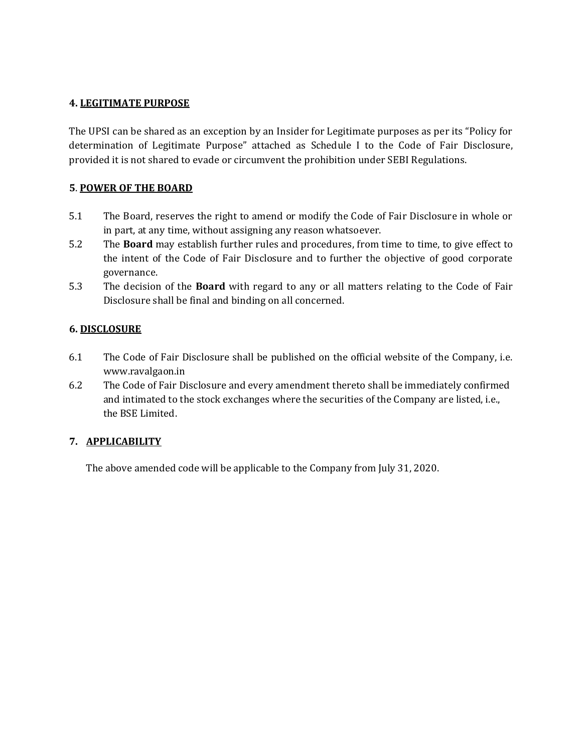## 4. LEGITIMATE PURPOSE

The UPSI can be shared as an exception by an Insider for Legitimate purposes as per its "Policy for determination of Legitimate Purpose" attached as Schedule I to the Code of Fair Disclosure, provided it is not shared to evade or circumvent the prohibition under SEBI Regulations.

## 5. POWER OF THE BOARD

5.1 The Board, reserves the right to amend or modify the Code of Fair Disclosure in whole or in part, at any time, without assigning any reason whatsoever.

5.2 The **Board** may establish further rules and procedures, from time to time, to give effect to the intent of the Code of Fair Disclosure and to further the objective of good corporate governance.

5.3 The decision of the **Board** with regard to any or all matters relating to the Code of Fair Disclosure shall be final and binding on all concerned.

## 6. DISCLOSURE

6.1 The Code of Fair Disclosure shall be published on the official website of the Company, i.e. www.ravalgaon.in

6.2 The Code of Fair Disclosure and every amendment thereto shall be immediately confirmed and intimated to the stock exchanges where the securities of the Company are listed, i.e., the BSE Limited.

## 7. APPLICABILITY

The above amended code will be applicable to the Company from July 31, 2020.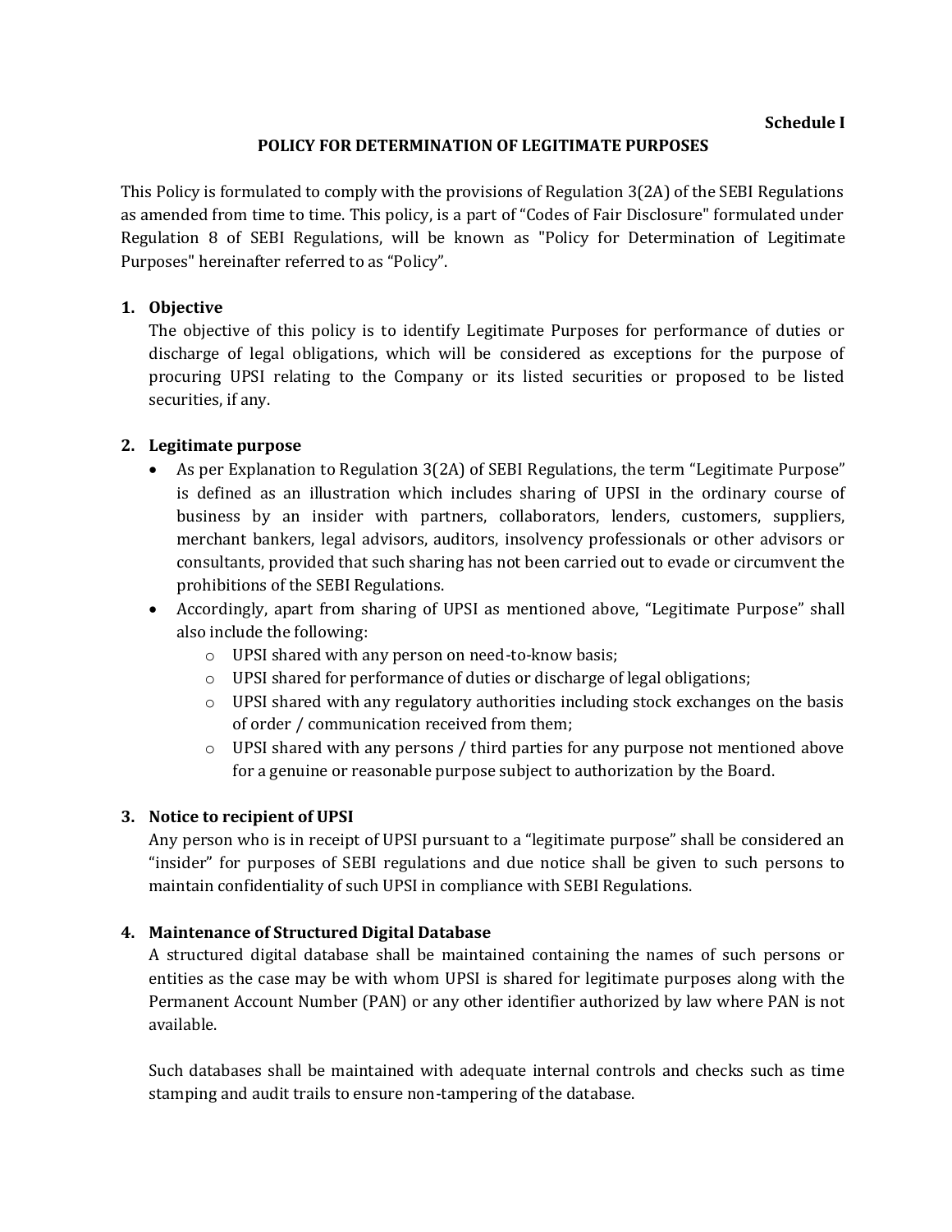**Schedule I**

## POLICY FOR DETERMINATION OF LEGITIMATE PURPOSES

This Policy is formulated to comply with the provisions of Regulation 3(2A) of the SEBI Regulations as amended from time to time. This policy, is a part of "Codes of Fair Disclosure" formulated under Regulation 8 of SEBI Regulations, will be known as "Policy for Determination of Legitimate Purposes" hereinafter referred to as "Policy".

### 1. Objective

The objective of this policy is to identify Legitimate Purposes for performance of duties or discharge of legal obligations, which will be considered as exceptions for the purpose of procuring UPSI relating to the Company or its listed securities or proposed to be listed securities, if any.

### 2. Legitimate purpose

- As per Explanation to Regulation 3(2A) of SEBI Regulations, the term "Legitimate Purpose" is defined as an illustration which includes sharing of UPSI in the ordinary course of business by an insider with partners, collaborators, lenders, customers, suppliers, merchant bankers, legal advisors, auditors, insolvency professionals or other advisors or consultants, provided that such sharing has not been carried out to evade or circumvent the prohibitions of the SEBI Regulations.
- Accordingly, apart from sharing of UPSI as mentioned above, "Legitimate Purpose" shall also include the following:
  - UPSI shared with any person on need-to-know basis;
  - UPSI shared for performance of duties or discharge of legal obligations;
  - UPSI shared with any regulatory authorities including stock exchanges on the basis of order / communication received from them;
  - UPSI shared with any persons / third parties for any purpose not mentioned above for a genuine or reasonable purpose subject to authorization by the Board.

### 3. Notice to recipient of UPSI

Any person who is in receipt of UPSI pursuant to a "legitimate purpose" shall be considered an "insider" for purposes of SEBI regulations and due notice shall be given to such persons to maintain confidentiality of such UPSI in compliance with SEBI Regulations.

### 4. Maintenance of Structured Digital Database

A structured digital database shall be maintained containing the names of such persons or entities as the case may be with whom UPSI is shared for legitimate purposes along with the Permanent Account Number (PAN) or any other identifier authorized by law where PAN is not available.

Such databases shall be maintained with adequate internal controls and checks such as time stamping and audit trails to ensure non-tampering of the database.